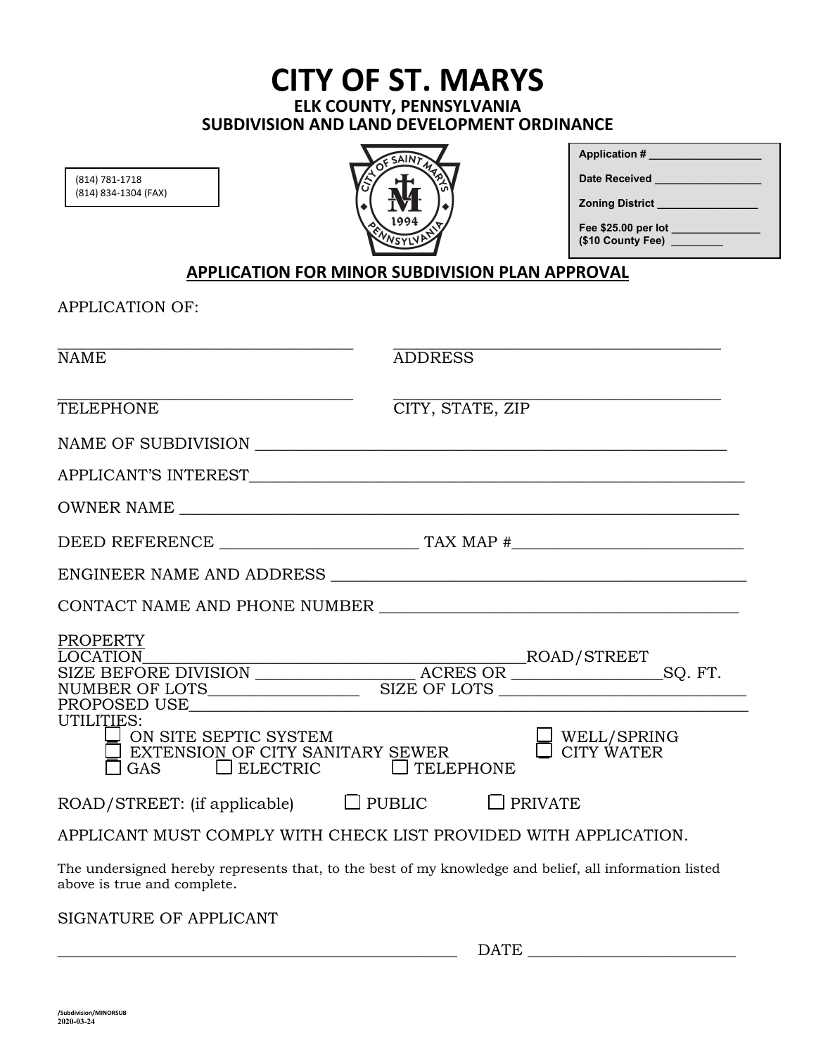# CITY OF ST. MARYS

## ELK COUNTY, PENNSYLVANIA
## SUBDIVISION AND LAND DEVELOPMENT ORDINANCE

(814) 781-1718
(814) 834-1304 (FAX)

**Application #** ___________________

**Date Received** _________________

**Zoning District** _________________

**Fee $25.00 per lot** _______________
**($10 County Fee)** _________

## APPLICATION FOR MINOR SUBDIVISION PLAN APPROVAL

APPLICATION OF:

___________________________________ NAME

___________________________________ ADDRESS

___________________________________ TELEPHONE

___________________________________ CITY, STATE, ZIP

NAME OF SUBDIVISION ___________________________________________________________

APPLICANT'S INTEREST___________________________________________________________

OWNER NAME ___________________________________________________________________

DEED REFERENCE ________________________ TAX MAP #_____________________________

ENGINEER NAME AND ADDRESS _____________________________________________________

CONTACT NAME AND PHONE NUMBER _________________________________________________

PROPERTY LOCATION_____________________________________________ROAD/STREET
SIZE BEFORE DIVISION ___________________ ACRES OR __________________SQ. FT.
NUMBER OF LOTS__________________ SIZE OF LOTS _______________________________
PROPOSED USE__________________________________________________________________
UTILITIES:

- ☐ ON SITE SEPTIC SYSTEM
- ☐ EXTENSION OF CITY SANITARY SEWER
- ☐ GAS
- ☐ ELECTRIC
- ☐ TELEPHONE
- ☐ WELL/SPRING
- ☐ CITY WATER

ROAD/STREET: (if applicable) ☐ PUBLIC ☐ PRIVATE

APPLICANT MUST COMPLY WITH CHECK LIST PROVIDED WITH APPLICATION.

The undersigned hereby represents that, to the best of my knowledge and belief, all information listed above is true and complete.

SIGNATURE OF APPLICANT

_____________________________________________________ DATE ___________________________

/Subdivision/MINORSUB
2020-03-24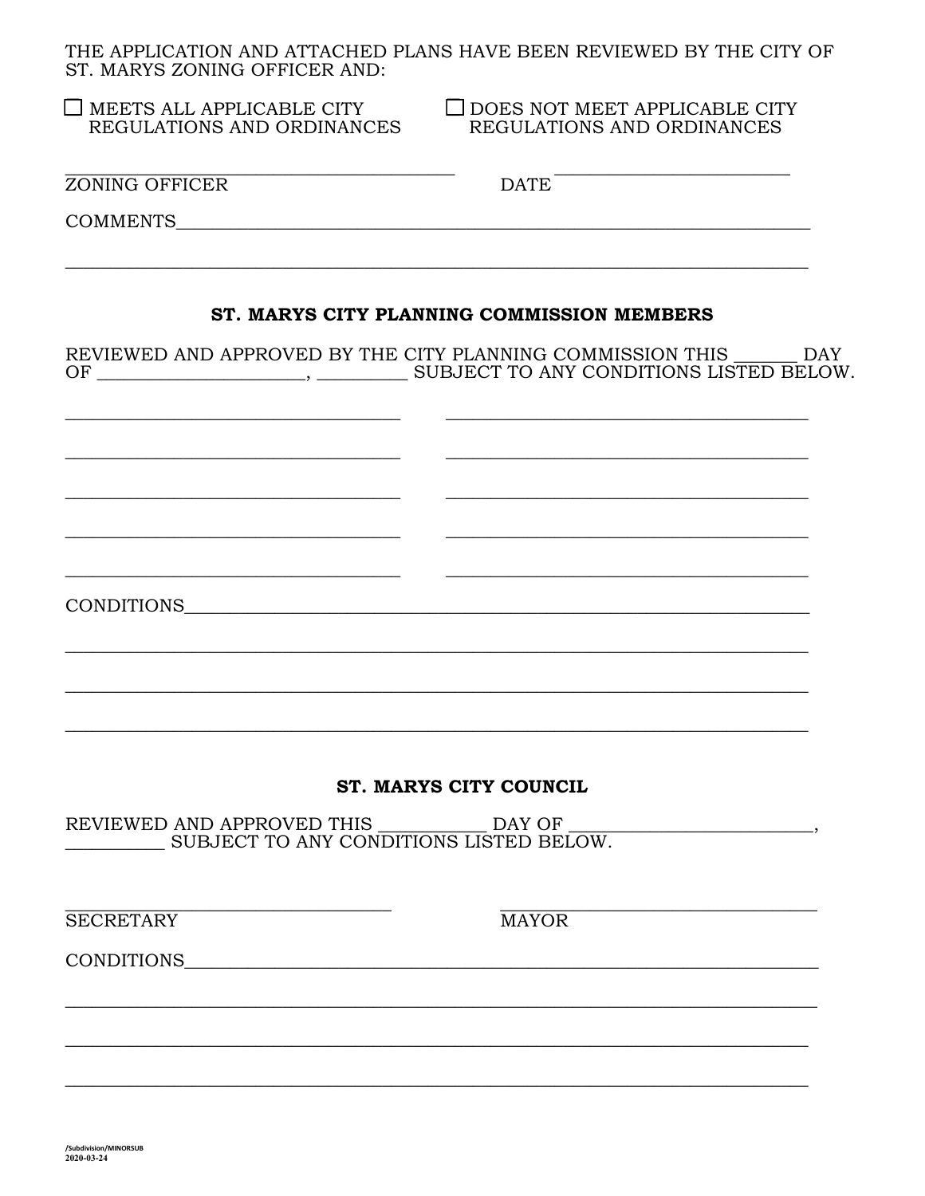THE APPLICATION AND ATTACHED PLANS HAVE BEEN REVIEWED BY THE CITY OF ST. MARYS ZONING OFFICER AND:

☐ MEETS ALL APPLICABLE CITY REGULATIONS AND ORDINANCES

☐ DOES NOT MEET APPLICABLE CITY REGULATIONS AND ORDINANCES

_______________________________________ ZONING OFFICER

DATE ___________________________

COMMENTS_________________________________________________________________________

_________________________________________________________________________________

## ST. MARYS CITY PLANNING COMMISSION MEMBERS

REVIEWED AND APPROVED BY THE CITY PLANNING COMMISSION THIS _______ DAY OF ______________________, _________ SUBJECT TO ANY CONDITIONS LISTED BELOW.

___________________________________ ___________________________________

___________________________________ ___________________________________

___________________________________ ___________________________________

___________________________________ ___________________________________

___________________________________ ___________________________________

CONDITIONS_______________________________________________________________________

_________________________________________________________________________________

_________________________________________________________________________________

_________________________________________________________________________________

## ST. MARYS CITY COUNCIL

REVIEWED AND APPROVED THIS ___________ DAY OF _________________________, __________ SUBJECT TO ANY CONDITIONS LISTED BELOW.

_________________________________ SECRETARY

_________________________________ MAYOR

CONDITIONS_______________________________________________________________________

_________________________________________________________________________________

_________________________________________________________________________________

_________________________________________________________________________________

/Subdivision/MINORSUB
2020-03-24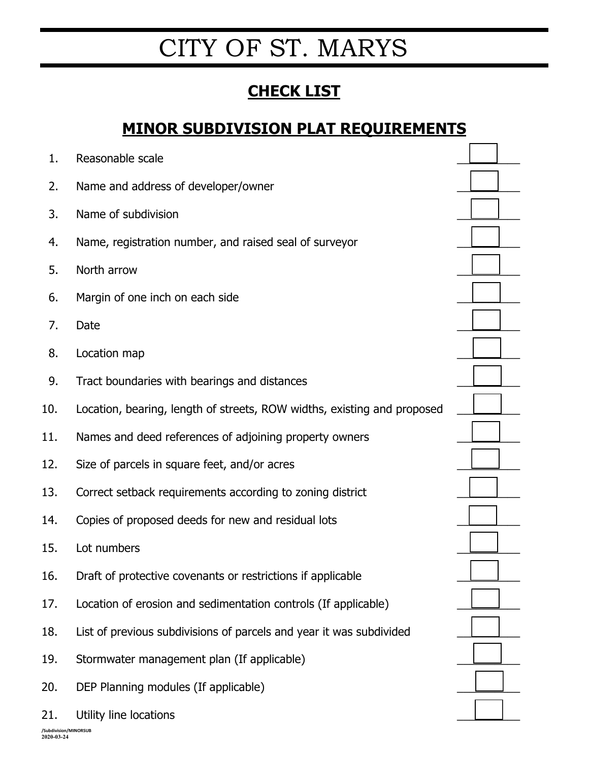# CITY OF ST. MARYS

## CHECK LIST

## MINOR SUBDIVISION PLAT REQUIREMENTS

1. Reasonable scale ☐
2. Name and address of developer/owner ☐
3. Name of subdivision ☐
4. Name, registration number, and raised seal of surveyor ☐
5. North arrow ☐
6. Margin of one inch on each side ☐
7. Date ☐
8. Location map ☐
9. Tract boundaries with bearings and distances ☐
10. Location, bearing, length of streets, ROW widths, existing and proposed ☐
11. Names and deed references of adjoining property owners ☐
12. Size of parcels in square feet, and/or acres ☐
13. Correct setback requirements according to zoning district ☐
14. Copies of proposed deeds for new and residual lots ☐
15. Lot numbers ☐
16. Draft of protective covenants or restrictions if applicable ☐
17. Location of erosion and sedimentation controls (If applicable) ☐
18. List of previous subdivisions of parcels and year it was subdivided ☐
19. Stormwater management plan (If applicable) ☐
20. DEP Planning modules (If applicable) ☐
21. Utility line locations ☐

/Subdivision/MINORSUB
2020-03-24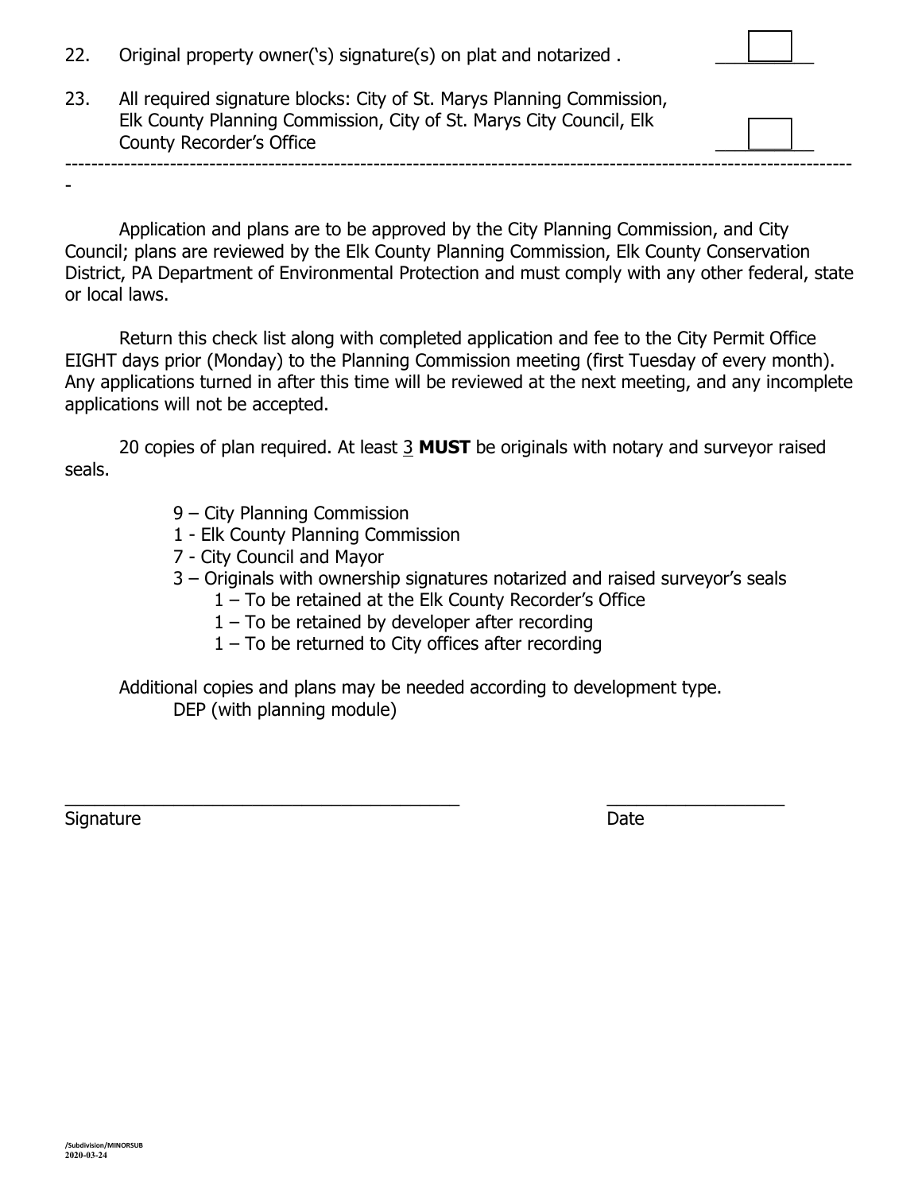22. Original property owner('s) signature(s) on plat and notarized . ☐

23. All required signature blocks: City of St. Marys Planning Commission, Elk County Planning Commission, City of St. Marys City Council, Elk County Recorder's Office ☐

---

Application and plans are to be approved by the City Planning Commission, and City Council; plans are reviewed by the Elk County Planning Commission, Elk County Conservation District, PA Department of Environmental Protection and must comply with any other federal, state or local laws.

Return this check list along with completed application and fee to the City Permit Office EIGHT days prior (Monday) to the Planning Commission meeting (first Tuesday of every month). Any applications turned in after this time will be reviewed at the next meeting, and any incomplete applications will not be accepted.

20 copies of plan required. At least 3 **MUST** be originals with notary and surveyor raised seals.

- 9 – City Planning Commission
- 1 - Elk County Planning Commission
- 7 - City Council and Mayor
- 3 – Originals with ownership signatures notarized and raised surveyor's seals
  - 1 – To be retained at the Elk County Recorder's Office
  - 1 – To be retained by developer after recording
  - 1 – To be returned to City offices after recording

Additional copies and plans may be needed according to development type.
DEP (with planning module)

\_\_\_\_\_\_\_\_\_\_\_\_\_\_\_\_\_\_\_\_\_\_\_\_\_\_\_\_\_\_\_\_\_\_\_\_\_\_\_\_ \_\_\_\_\_\_\_\_\_\_\_\_\_\_\_\_\_\_
Signature Date

/Subdivision/MINORSUB
2020-03-24